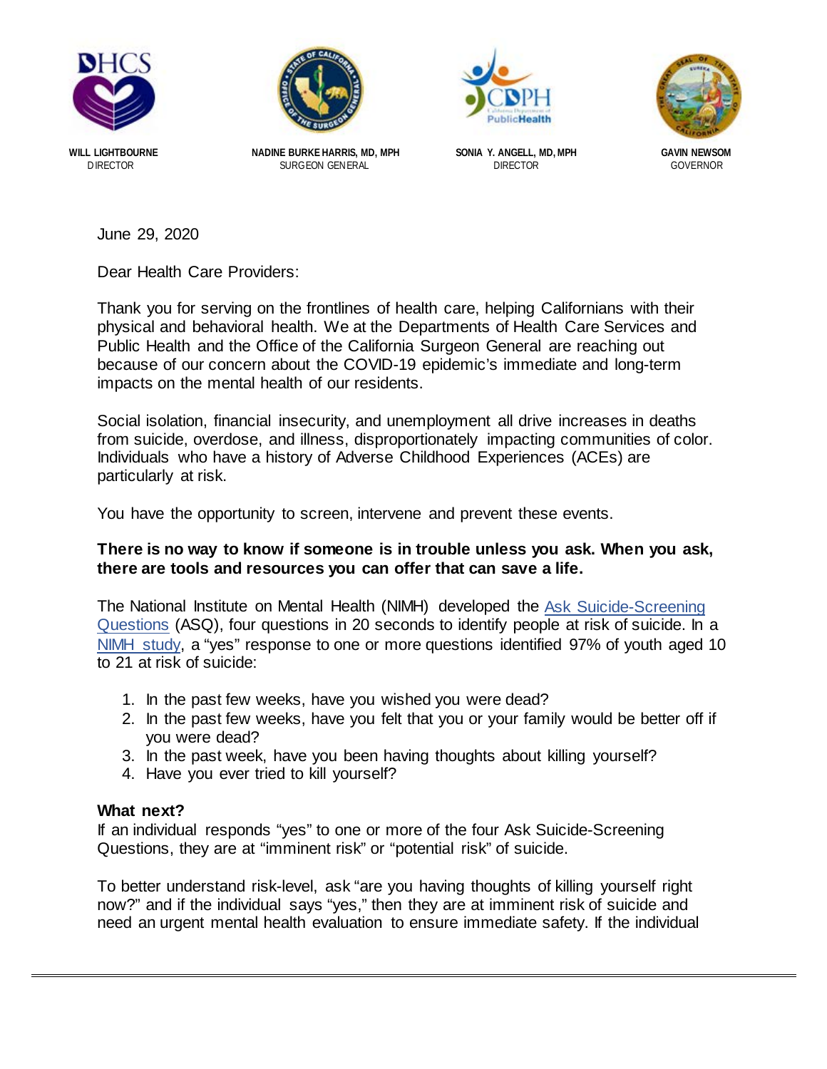**WILL LIGHTBOURNE**
DIRECTOR

**NADINE BURKE HARRIS, MD, MPH**
SURGEON GENERAL

**SONIA Y. ANGELL, MD, MPH**
DIRECTOR

**GAVIN NEWSOM**
GOVERNOR

June 29, 2020

Dear Health Care Providers:

Thank you for serving on the frontlines of health care, helping Californians with their physical and behavioral health. We at the Departments of Health Care Services and Public Health and the Office of the California Surgeon General are reaching out because of our concern about the COVID-19 epidemic's immediate and long-term impacts on the mental health of our residents.

Social isolation, financial insecurity, and unemployment all drive increases in deaths from suicide, overdose, and illness, disproportionately impacting communities of color. Individuals who have a history of Adverse Childhood Experiences (ACEs) are particularly at risk.

You have the opportunity to screen, intervene and prevent these events.

**There is no way to know if someone is in trouble unless you ask. When you ask, there are tools and resources you can offer that can save a life.**

The National Institute on Mental Health (NIMH) developed the [Ask Suicide-Screening Questions](#) (ASQ), four questions in 20 seconds to identify people at risk of suicide. In a [NIMH study](#), a "yes" response to one or more questions identified 97% of youth aged 10 to 21 at risk of suicide:

1. In the past few weeks, have you wished you were dead?
2. In the past few weeks, have you felt that you or your family would be better off if you were dead?
3. In the past week, have you been having thoughts about killing yourself?
4. Have you ever tried to kill yourself?

**What next?**

If an individual responds "yes" to one or more of the four Ask Suicide-Screening Questions, they are at "imminent risk" or "potential risk" of suicide.

To better understand risk-level, ask "are you having thoughts of killing yourself right now?" and if the individual says "yes," then they are at imminent risk of suicide and need an urgent mental health evaluation to ensure immediate safety. If the individual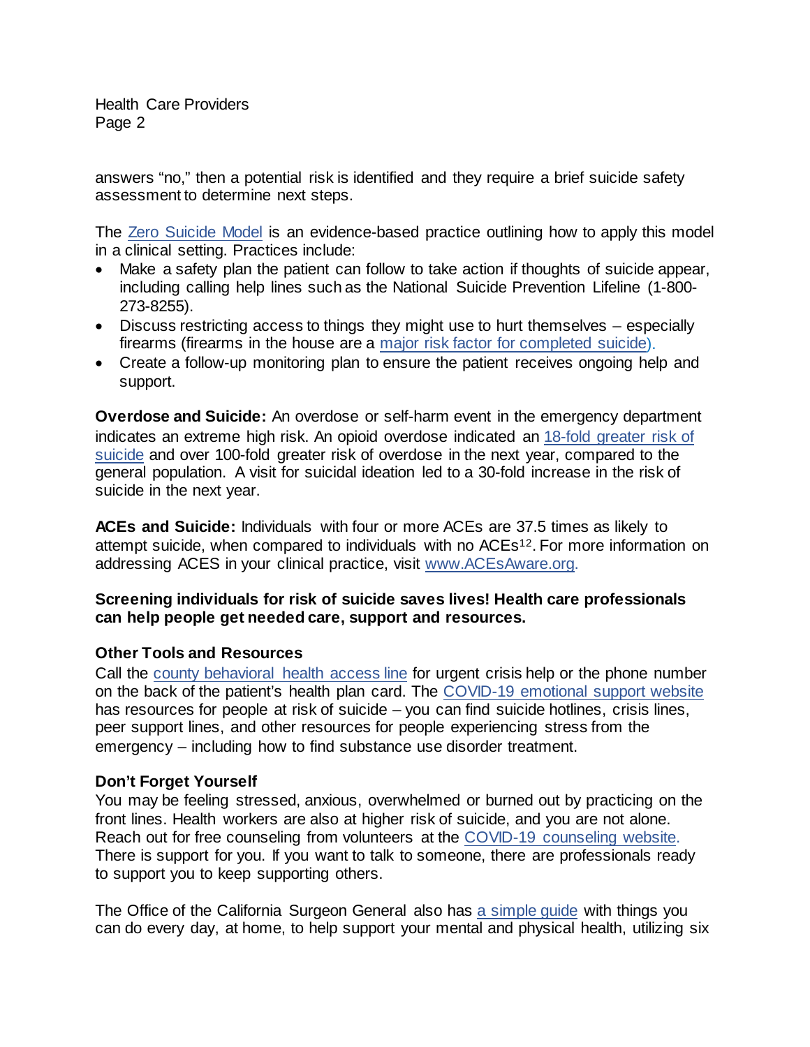answers "no," then a potential risk is identified and they require a brief suicide safety assessment to determine next steps.

The Zero Suicide Model is an evidence-based practice outlining how to apply this model in a clinical setting. Practices include:

- Make a safety plan the patient can follow to take action if thoughts of suicide appear, including calling help lines such as the National Suicide Prevention Lifeline (1-800-273-8255).
- Discuss restricting access to things they might use to hurt themselves – especially firearms (firearms in the house are a major risk factor for completed suicide).
- Create a follow-up monitoring plan to ensure the patient receives ongoing help and support.

**Overdose and Suicide:** An overdose or self-harm event in the emergency department indicates an extreme high risk. An opioid overdose indicated an 18-fold greater risk of suicide and over 100-fold greater risk of overdose in the next year, compared to the general population. A visit for suicidal ideation led to a 30-fold increase in the risk of suicide in the next year.

**ACEs and Suicide:** Individuals with four or more ACEs are 37.5 times as likely to attempt suicide, when compared to individuals with no ACEs[12]. For more information on addressing ACES in your clinical practice, visit www.ACEsAware.org.

**Screening individuals for risk of suicide saves lives! Health care professionals can help people get needed care, support and resources.**

**Other Tools and Resources**

Call the county behavioral health access line for urgent crisis help or the phone number on the back of the patient's health plan card. The COVID-19 emotional support website has resources for people at risk of suicide – you can find suicide hotlines, crisis lines, peer support lines, and other resources for people experiencing stress from the emergency – including how to find substance use disorder treatment.

**Don't Forget Yourself**

You may be feeling stressed, anxious, overwhelmed or burned out by practicing on the front lines. Health workers are also at higher risk of suicide, and you are not alone. Reach out for free counseling from volunteers at the COVID-19 counseling website. There is support for you. If you want to talk to someone, there are professionals ready to support you to keep supporting others.

The Office of the California Surgeon General also has a simple guide with things you can do every day, at home, to help support your mental and physical health, utilizing six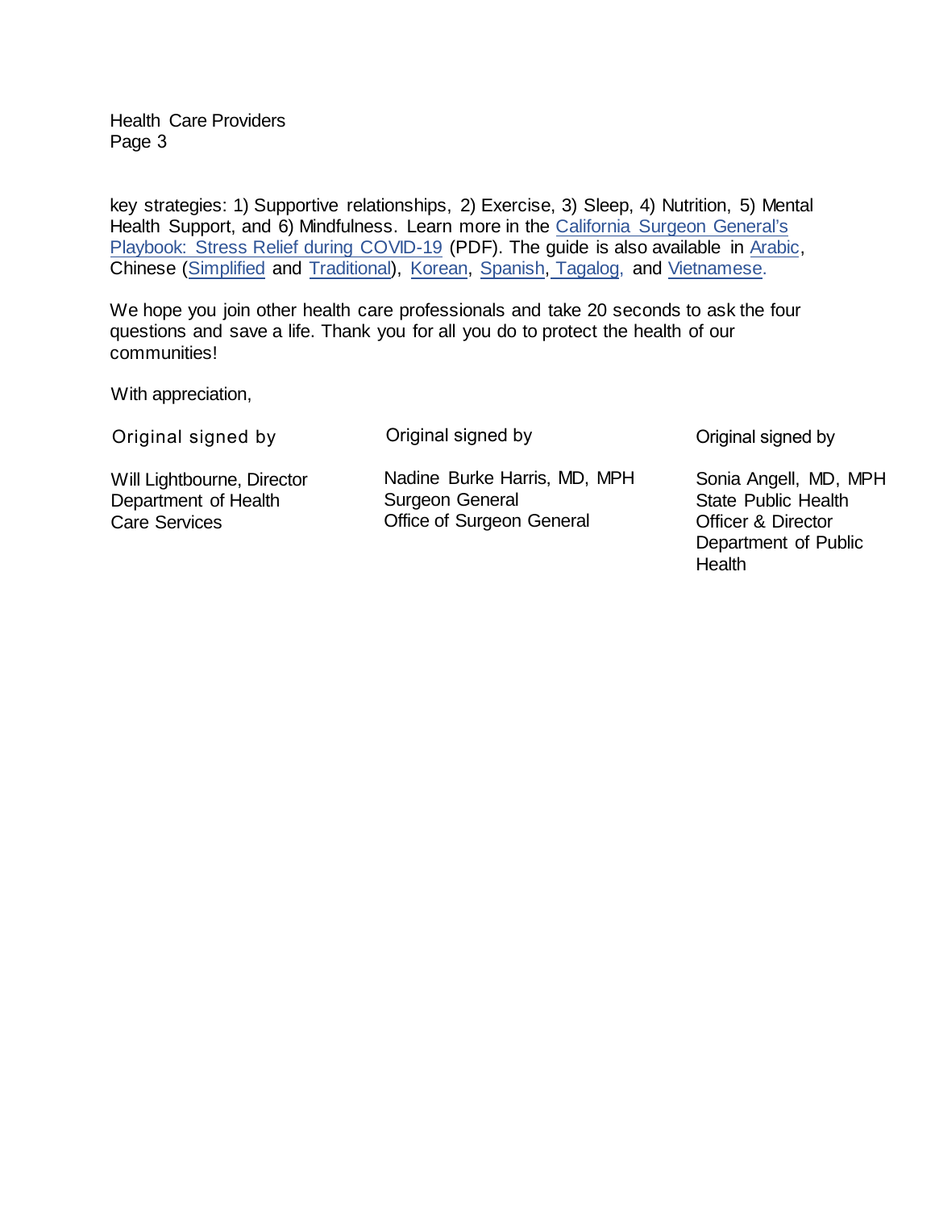key strategies: 1) Supportive relationships, 2) Exercise, 3) Sleep, 4) Nutrition, 5) Mental Health Support, and 6) Mindfulness. Learn more in the California Surgeon General's Playbook: Stress Relief during COVID-19 (PDF). The guide is also available in Arabic, Chinese (Simplified and Traditional), Korean, Spanish, Tagalog, and Vietnamese.

We hope you join other health care professionals and take 20 seconds to ask the four questions and save a life. Thank you for all you do to protect the health of our communities!

With appreciation,

Original signed by

Will Lightbourne, Director
Department of Health Care Services

Original signed by

Nadine Burke Harris, MD, MPH
Surgeon General
Office of Surgeon General

Original signed by

Sonia Angell, MD, MPH
State Public Health Officer & Director
Department of Public Health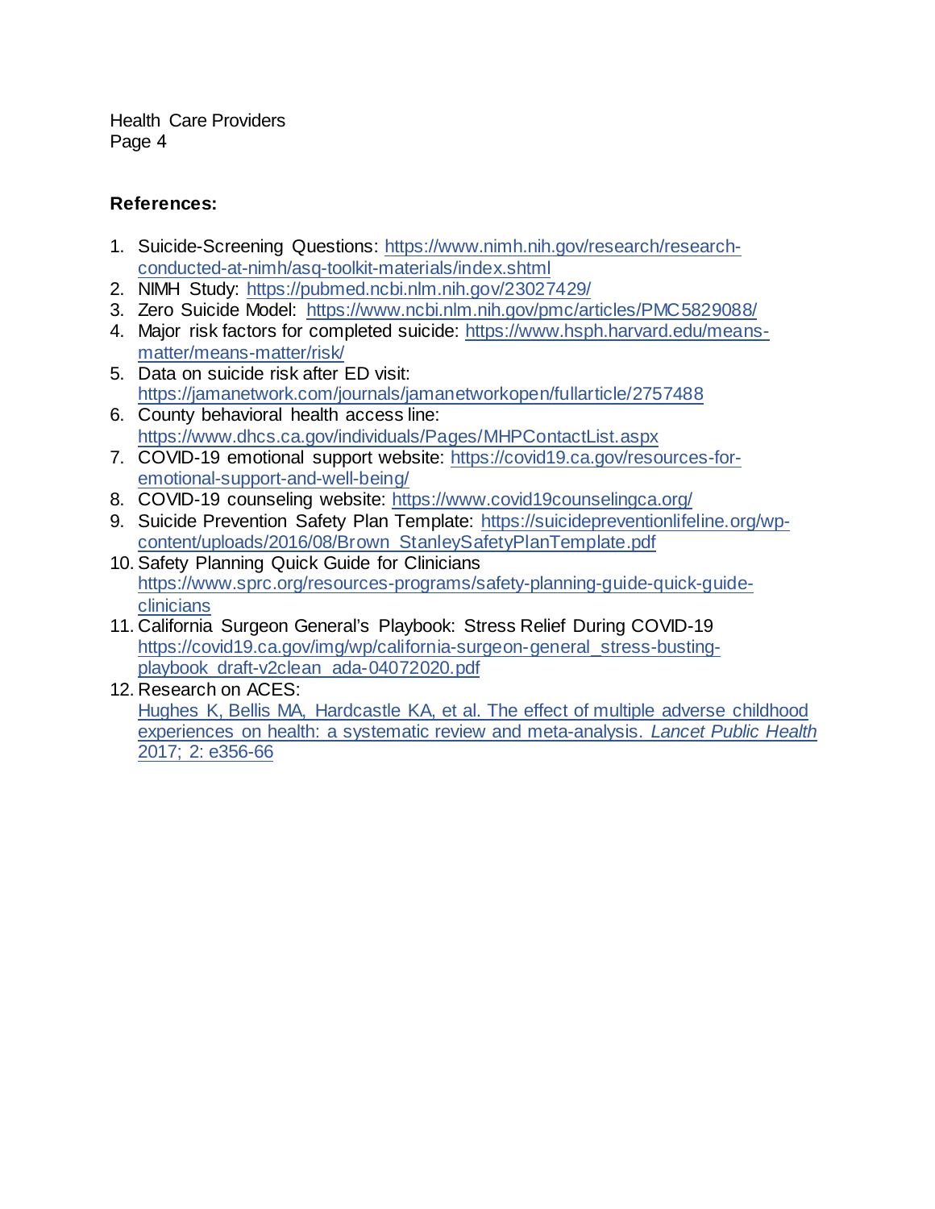**References:**

1. Suicide-Screening Questions: https://www.nimh.nih.gov/research/research-conducted-at-nimh/asq-toolkit-materials/index.shtml
2. NIMH Study: https://pubmed.ncbi.nlm.nih.gov/23027429/
3. Zero Suicide Model: https://www.ncbi.nlm.nih.gov/pmc/articles/PMC5829088/
4. Major risk factors for completed suicide: https://www.hsph.harvard.edu/means-matter/means-matter/risk/
5. Data on suicide risk after ED visit: https://jamanetwork.com/journals/jamanetworkopen/fullarticle/2757488
6. County behavioral health access line: https://www.dhcs.ca.gov/individuals/Pages/MHPContactList.aspx
7. COVID-19 emotional support website: https://covid19.ca.gov/resources-for-emotional-support-and-well-being/
8. COVID-19 counseling website: https://www.covid19counselingca.org/
9. Suicide Prevention Safety Plan Template: https://suicidepreventionlifeline.org/wp-content/uploads/2016/08/Brown_StanleySafetyPlanTemplate.pdf
10. Safety Planning Quick Guide for Clinicians https://www.sprc.org/resources-programs/safety-planning-guide-quick-guide-clinicians
11. California Surgeon General's Playbook: Stress Relief During COVID-19 https://covid19.ca.gov/img/wp/california-surgeon-general_stress-busting-playbook_draft-v2clean_ada-04072020.pdf
12. Research on ACES: Hughes K, Bellis MA, Hardcastle KA, et al. The effect of multiple adverse childhood experiences on health: a systematic review and meta-analysis. *Lancet Public Health* 2017; 2: e356-66